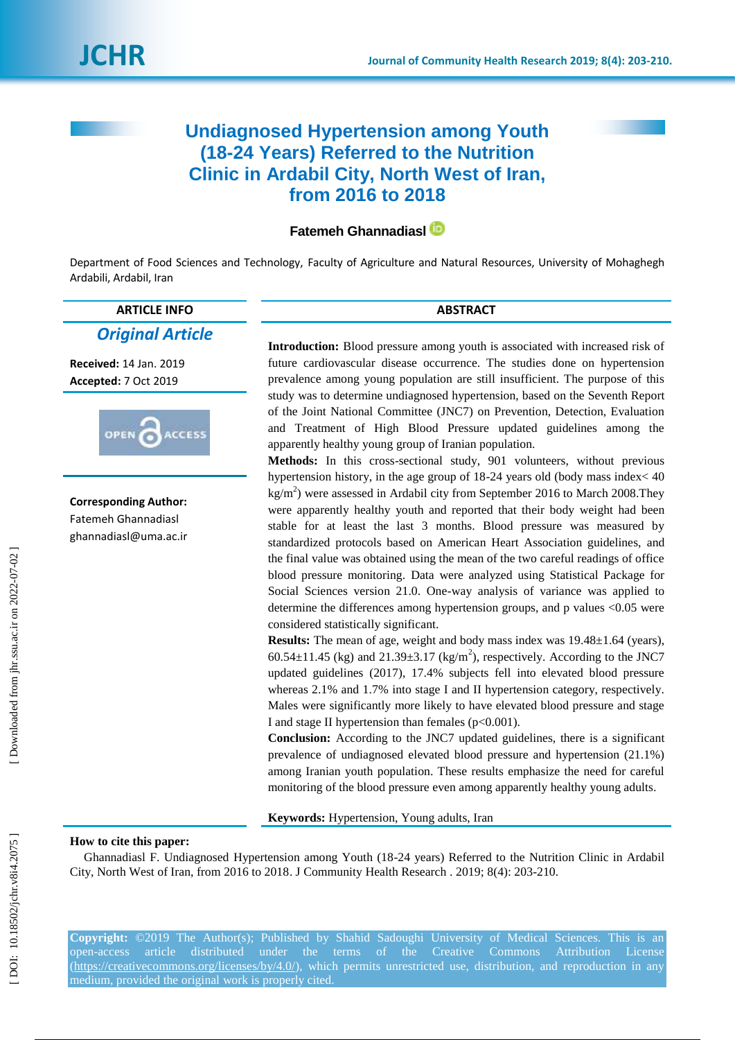# Undiagnosed Hypertension among Youth (18-24 Years) Referred to the Nutrition Clinic in Ardabil City, North West of Iran, from 2016 to 2018

**Fatemeh Ghannadiasl**

Department of Food Sciences and Technology, Faculty of Agriculture and Natural Resources, University of Mohaghegh Ardabili, Ardabil, Iran

## ARTICLE INFO

***Original Article***

**Received:** 14 Jan. 2019
**Accepted:** 7 Oct 2019

OPEN ACCESS

**Corresponding Author:**
Fatemeh Ghannadiasl
ghannadiasl@uma.ac.ir

## ABSTRACT

**Introduction:** Blood pressure among youth is associated with increased risk of future cardiovascular disease occurrence. The studies done on hypertension prevalence among young population are still insufficient. The purpose of this study was to determine undiagnosed hypertension, based on the Seventh Report of the Joint National Committee (JNC7) on Prevention, Detection, Evaluation and Treatment of High Blood Pressure updated guidelines among the apparently healthy young group of Iranian population.

**Methods:** In this cross-sectional study, 901 volunteers, without previous hypertension history, in the age group of 18-24 years old (body mass index< 40 $kg/m^2$) were assessed in Ardabil city from September 2016 to March 2008.They were apparently healthy youth and reported that their body weight had been stable for at least the last 3 months. Blood pressure was measured by standardized protocols based on American Heart Association guidelines, and the final value was obtained using the mean of the two careful readings of office blood pressure monitoring. Data were analyzed using Statistical Package for Social Sciences version 21.0. One-way analysis of variance was applied to determine the differences among hypertension groups, and p values <0.05 were considered statistically significant.

**Results:** The mean of age, weight and body mass index was 19.48±1.64 (years), 60.54±11.45 (kg) and 21.39±3.17 ($kg/m^2$), respectively. According to the JNC7 updated guidelines (2017), 17.4% subjects fell into elevated blood pressure whereas 2.1% and 1.7% into stage I and II hypertension category, respectively. Males were significantly more likely to have elevated blood pressure and stage I and stage II hypertension than females (p<0.001).

**Conclusion:** According to the JNC7 updated guidelines, there is a significant prevalence of undiagnosed elevated blood pressure and hypertension (21.1%) among Iranian youth population. These results emphasize the need for careful monitoring of the blood pressure even among apparently healthy young adults.

**Keywords:** Hypertension, Young adults, Iran

**How to cite this paper:**
Ghannadiasl F. Undiagnosed Hypertension among Youth (18-24 years) Referred to the Nutrition Clinic in Ardabil City, North West of Iran, from 2016 to 2018. J Community Health Research . 2019; 8(4): 203-210.

**Copyright:** ©2019 The Author(s); Published by Shahid Sadoughi University of Medical Sciences. This is an open-access article distributed under the terms of the Creative Commons Attribution License (https://creativecommons.org/licenses/by/4.0/), which permits unrestricted use, distribution, and reproduction in any medium, provided the original work is properly cited.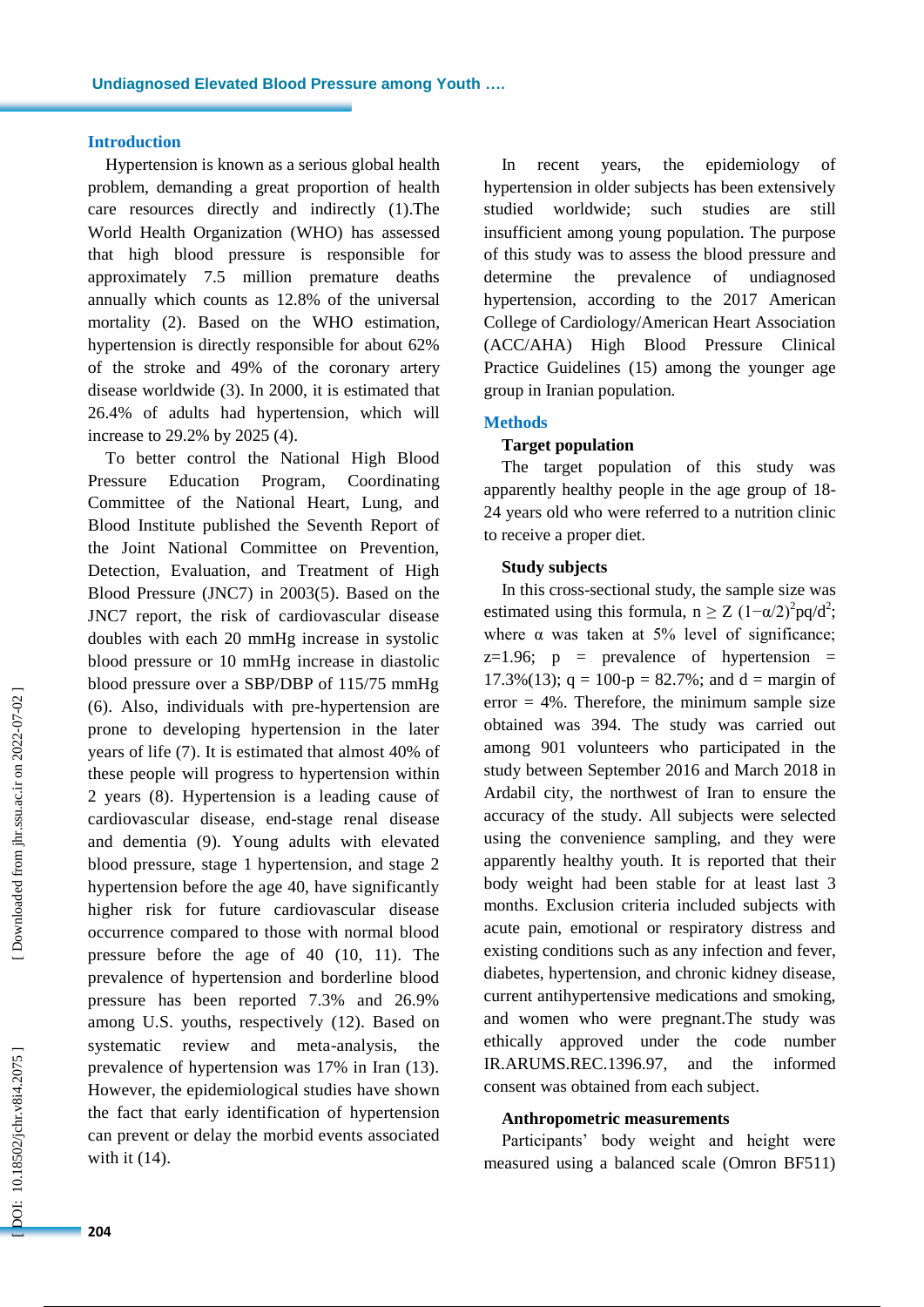## Introduction

Hypertension is known as a serious global health problem, demanding a great proportion of health care resources directly and indirectly (1).The World Health Organization (WHO) has assessed that high blood pressure is responsible for approximately 7.5 million premature deaths annually which counts as 12.8% of the universal mortality (2). Based on the WHO estimation, hypertension is directly responsible for about 62% of the stroke and 49% of the coronary artery disease worldwide (3). In 2000, it is estimated that 26.4% of adults had hypertension, which will increase to 29.2% by 2025 (4).

To better control the National High Blood Pressure Education Program, Coordinating Committee of the National Heart, Lung, and Blood Institute published the Seventh Report of the Joint National Committee on Prevention, Detection, Evaluation, and Treatment of High Blood Pressure (JNC7) in 2003(5). Based on the JNC7 report, the risk of cardiovascular disease doubles with each 20 mmHg increase in systolic blood pressure or 10 mmHg increase in diastolic blood pressure over a SBP/DBP of 115/75 mmHg (6). Also, individuals with pre-hypertension are prone to developing hypertension in the later years of life (7). It is estimated that almost 40% of these people will progress to hypertension within 2 years (8). Hypertension is a leading cause of cardiovascular disease, end-stage renal disease and dementia (9). Young adults with elevated blood pressure, stage 1 hypertension, and stage 2 hypertension before the age 40, have significantly higher risk for future cardiovascular disease occurrence compared to those with normal blood pressure before the age of 40 (10, 11). The prevalence of hypertension and borderline blood pressure has been reported 7.3% and 26.9% among U.S. youths, respectively (12). Based on systematic review and meta-analysis, the prevalence of hypertension was 17% in Iran (13). However, the epidemiological studies have shown the fact that early identification of hypertension can prevent or delay the morbid events associated with it (14).

In recent years, the epidemiology of hypertension in older subjects has been extensively studied worldwide; such studies are still insufficient among young population. The purpose of this study was to assess the blood pressure and determine the prevalence of undiagnosed hypertension, according to the 2017 American College of Cardiology/American Heart Association (ACC/AHA) High Blood Pressure Clinical Practice Guidelines (15) among the younger age group in Iranian population.

## Methods

### Target population

The target population of this study was apparently healthy people in the age group of 18-24 years old who were referred to a nutrition clinic to receive a proper diet.

### Study subjects

In this cross-sectional study, the sample size was estimated using this formula, $n \geq Z\,(1-\alpha/2)^2 pq/d^2$; where $\alpha$ was taken at 5% level of significance; z=1.96; p = prevalence of hypertension = 17.3%(13); q = 100-p = 82.7%; and d = margin of error = 4%. Therefore, the minimum sample size obtained was 394. The study was carried out among 901 volunteers who participated in the study between September 2016 and March 2018 in Ardabil city, the northwest of Iran to ensure the accuracy of the study. All subjects were selected using the convenience sampling, and they were apparently healthy youth. It is reported that their body weight had been stable for at least last 3 months. Exclusion criteria included subjects with acute pain, emotional or respiratory distress and existing conditions such as any infection and fever, diabetes, hypertension, and chronic kidney disease, current antihypertensive medications and smoking, and women who were pregnant.The study was ethically approved under the code number IR.ARUMS.REC.1396.97, and the informed consent was obtained from each subject.

### Anthropometric measurements

Participants' body weight and height were measured using a balanced scale (Omron BF511)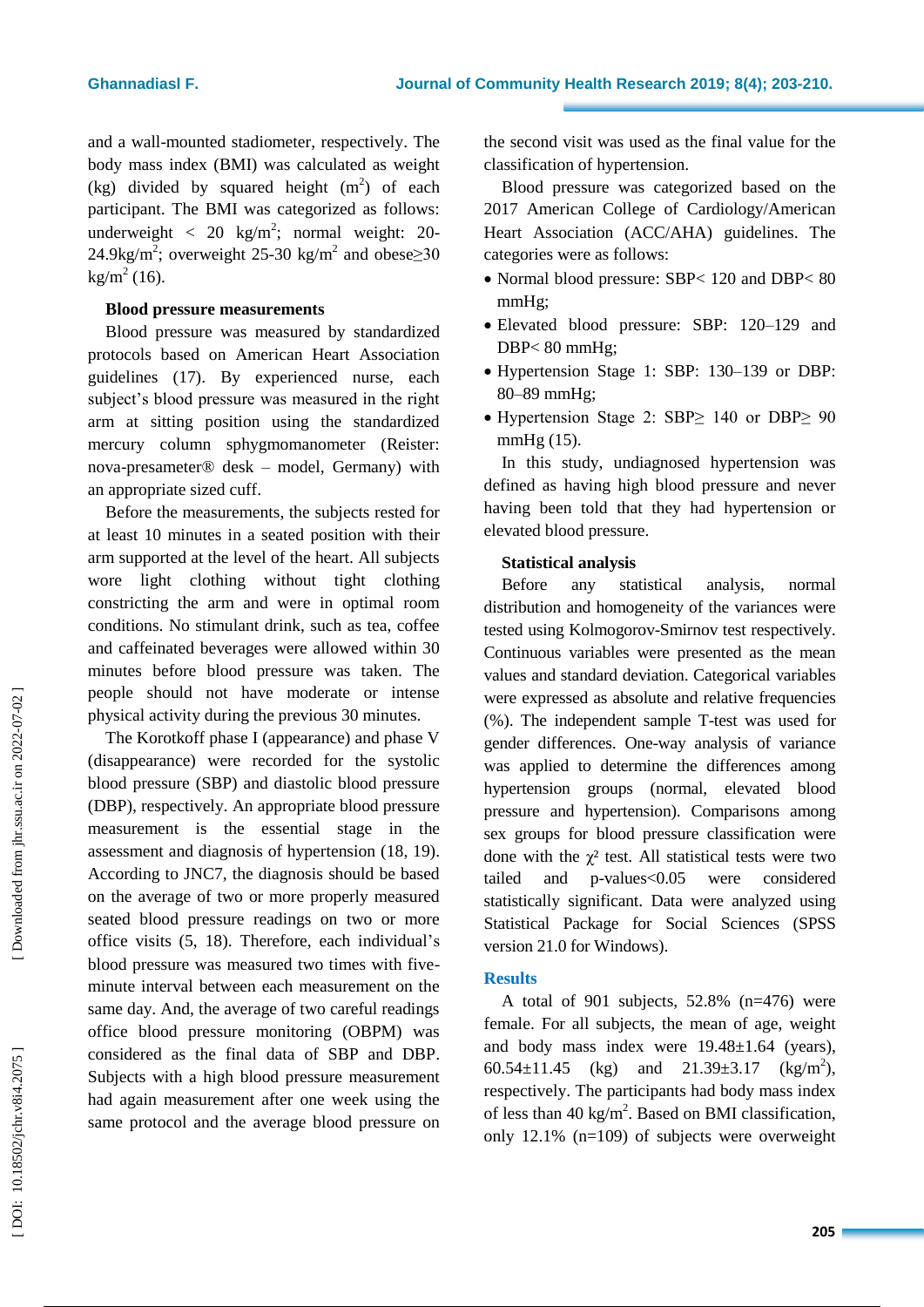and a wall-mounted stadiometer, respectively. The body mass index (BMI) was calculated as weight (kg) divided by squared height ($m^2$) of each participant. The BMI was categorized as follows: underweight < 20 kg/$m^2$; normal weight: 20-24.9kg/$m^2$; overweight 25-30 kg/$m^2$ and obese≥30 kg/$m^2$ (16).

**Blood pressure measurements**

Blood pressure was measured by standardized protocols based on American Heart Association guidelines (17). By experienced nurse, each subject's blood pressure was measured in the right arm at sitting position using the standardized mercury column sphygmomanometer (Reister: nova-presameter® desk – model, Germany) with an appropriate sized cuff.

Before the measurements, the subjects rested for at least 10 minutes in a seated position with their arm supported at the level of the heart. All subjects wore light clothing without tight clothing constricting the arm and were in optimal room conditions. No stimulant drink, such as tea, coffee and caffeinated beverages were allowed within 30 minutes before blood pressure was taken. The people should not have moderate or intense physical activity during the previous 30 minutes.

The Korotkoff phase I (appearance) and phase V (disappearance) were recorded for the systolic blood pressure (SBP) and diastolic blood pressure (DBP), respectively. An appropriate blood pressure measurement is the essential stage in the assessment and diagnosis of hypertension (18, 19). According to JNC7, the diagnosis should be based on the average of two or more properly measured seated blood pressure readings on two or more office visits (5, 18). Therefore, each individual's blood pressure was measured two times with five-minute interval between each measurement on the same day. And, the average of two careful readings office blood pressure monitoring (OBPM) was considered as the final data of SBP and DBP. Subjects with a high blood pressure measurement had again measurement after one week using the same protocol and the average blood pressure on the second visit was used as the final value for the classification of hypertension.

Blood pressure was categorized based on the 2017 American College of Cardiology/American Heart Association (ACC/AHA) guidelines. The categories were as follows:

- Normal blood pressure: SBP< 120 and DBP< 80 mmHg;
- Elevated blood pressure: SBP: 120–129 and DBP< 80 mmHg;
- Hypertension Stage 1: SBP: 130–139 or DBP: 80–89 mmHg;
- Hypertension Stage 2: SBP≥ 140 or DBP≥ 90 mmHg (15).

In this study, undiagnosed hypertension was defined as having high blood pressure and never having been told that they had hypertension or elevated blood pressure.

**Statistical analysis**

Before any statistical analysis, normal distribution and homogeneity of the variances were tested using Kolmogorov-Smirnov test respectively. Continuous variables were presented as the mean values and standard deviation. Categorical variables were expressed as absolute and relative frequencies (%). The independent sample T-test was used for gender differences. One-way analysis of variance was applied to determine the differences among hypertension groups (normal, elevated blood pressure and hypertension). Comparisons among sex groups for blood pressure classification were done with the $\chi^2$ test. All statistical tests were two tailed and p-values<0.05 were considered statistically significant. Data were analyzed using Statistical Package for Social Sciences (SPSS version 21.0 for Windows).

## Results

A total of 901 subjects, 52.8% (n=476) were female. For all subjects, the mean of age, weight and body mass index were 19.48±1.64 (years), 60.54±11.45 (kg) and 21.39±3.17 (kg/$m^2$), respectively. The participants had body mass index of less than 40 kg/$m^2$. Based on BMI classification, only 12.1% (n=109) of subjects were overweight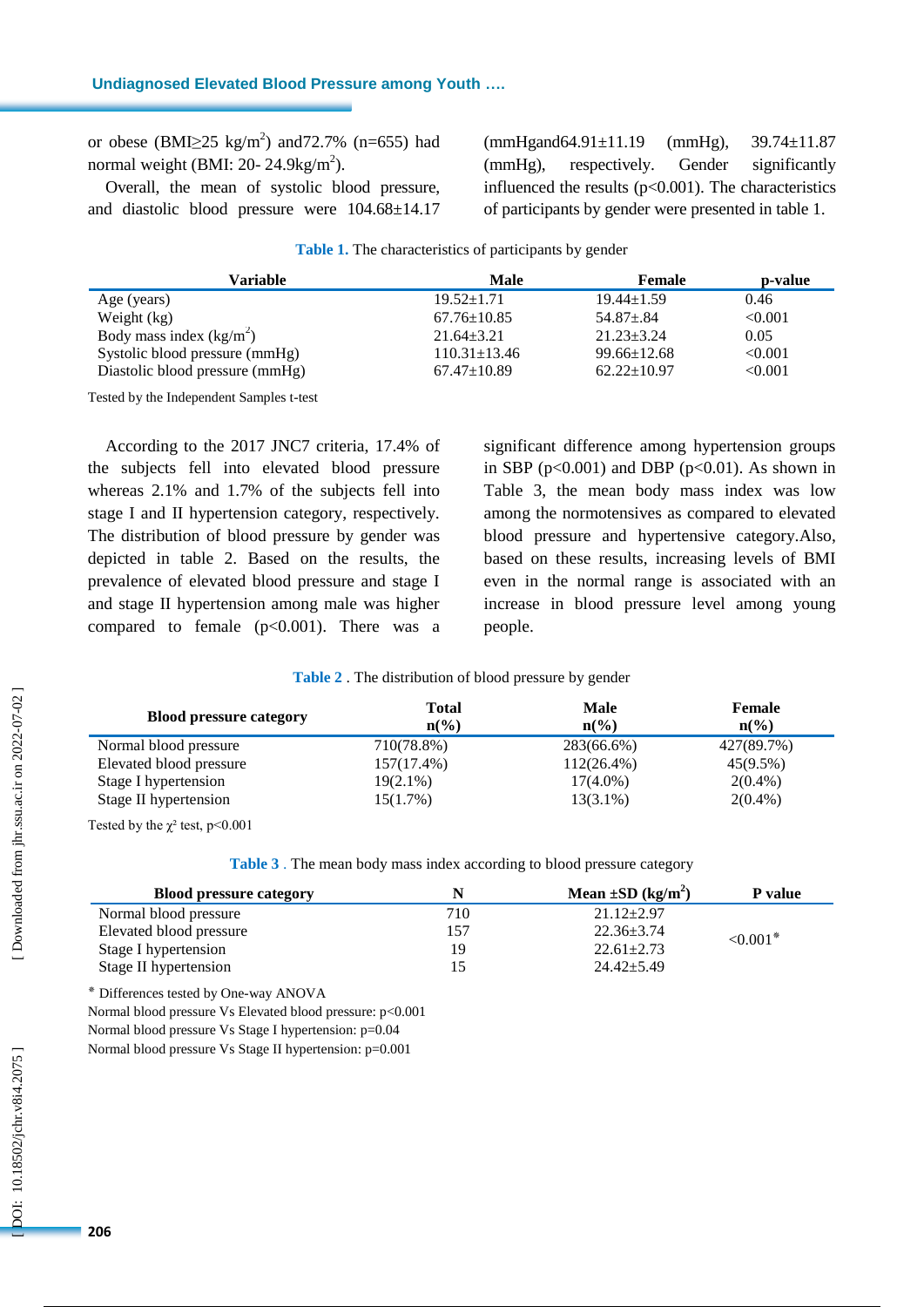or obese (BMI≥25 kg/m$^2$) and72.7% (n=655) had normal weight (BMI: 20- 24.9kg/m$^2$).

Overall, the mean of systolic blood pressure, and diastolic blood pressure were 104.68±14.17 (mmHgand64.91±11.19 (mmHg), 39.74±11.87 (mmHg), respectively. Gender significantly influenced the results (p<0.001). The characteristics of participants by gender were presented in table 1.

**Table 1.** The characteristics of participants by gender

| Variable | Male | Female | p-value |
|---|---|---|---|
| Age (years) | 19.52±1.71 | 19.44±1.59 | 0.46 |
| Weight (kg) | 67.76±10.85 | 54.87±.84 | <0.001 |
| Body mass index (kg/m$^2$) | 21.64±3.21 | 21.23±3.24 | 0.05 |
| Systolic blood pressure (mmHg) | 110.31±13.46 | 99.66±12.68 | <0.001 |
| Diastolic blood pressure (mmHg) | 67.47±10.89 | 62.22±10.97 | <0.001 |

Tested by the Independent Samples t-test

According to the 2017 JNC7 criteria, 17.4% of the subjects fell into elevated blood pressure whereas 2.1% and 1.7% of the subjects fell into stage I and II hypertension category, respectively. The distribution of blood pressure by gender was depicted in table 2. Based on the results, the prevalence of elevated blood pressure and stage I and stage II hypertension among male was higher compared to female (p<0.001). There was a significant difference among hypertension groups in SBP (p<0.001) and DBP (p<0.01). As shown in Table 3, the mean body mass index was low among the normotensives as compared to elevated blood pressure and hypertensive category.Also, based on these results, increasing levels of BMI even in the normal range is associated with an increase in blood pressure level among young people.

**Table 2** . The distribution of blood pressure by gender

| Blood pressure category | Total n(%) | Male n(%) | Female n(%) |
|---|---|---|---|
| Normal blood pressure | 710(78.8%) | 283(66.6%) | 427(89.7%) |
| Elevated blood pressure | 157(17.4%) | 112(26.4%) | 45(9.5%) |
| Stage I hypertension | 19(2.1%) | 17(4.0%) | 2(0.4%) |
| Stage II hypertension | 15(1.7%) | 13(3.1%) | 2(0.4%) |

Tested by the $\chi^2$ test, p<0.001

**Table 3** . The mean body mass index according to blood pressure category

| Blood pressure category | N | Mean ±SD (kg/m$^2$) | P value |
|---|---|---|---|
| Normal blood pressure | 710 | 21.12±2.97 | <0.001* |
| Elevated blood pressure | 157 | 22.36±3.74 | |
| Stage I hypertension | 19 | 22.61±2.73 | |
| Stage II hypertension | 15 | 24.42±5.49 | |

* Differences tested by One-way ANOVA

Normal blood pressure Vs Elevated blood pressure: p<0.001

Normal blood pressure Vs Stage I hypertension: p=0.04

Normal blood pressure Vs Stage II hypertension: p=0.001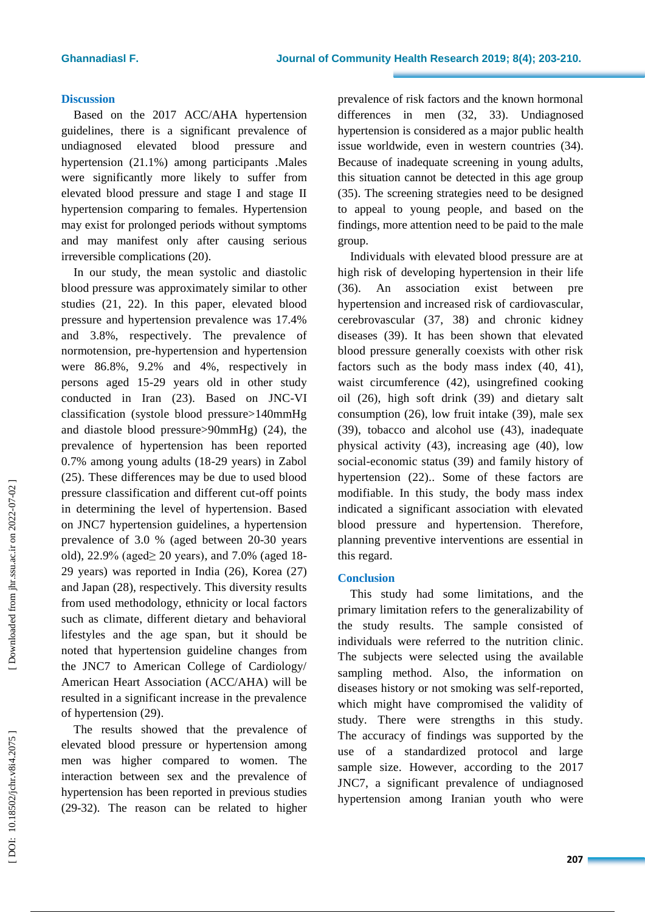## Discussion

Based on the 2017 ACC/AHA hypertension guidelines, there is a significant prevalence of undiagnosed elevated blood pressure and hypertension (21.1%) among participants .Males were significantly more likely to suffer from elevated blood pressure and stage I and stage II hypertension comparing to females. Hypertension may exist for prolonged periods without symptoms and may manifest only after causing serious irreversible complications (20).

In our study, the mean systolic and diastolic blood pressure was approximately similar to other studies (21, 22). In this paper, elevated blood pressure and hypertension prevalence was 17.4% and 3.8%, respectively. The prevalence of normotension, pre-hypertension and hypertension were 86.8%, 9.2% and 4%, respectively in persons aged 15-29 years old in other study conducted in Iran (23). Based on JNC-VI classification (systole blood pressure>140mmHg and diastole blood pressure>90mmHg) (24), the prevalence of hypertension has been reported 0.7% among young adults (18-29 years) in Zabol (25). These differences may be due to used blood pressure classification and different cut-off points in determining the level of hypertension. Based on JNC7 hypertension guidelines, a hypertension prevalence of 3.0 % (aged between 20-30 years old), 22.9% (aged≥ 20 years), and 7.0% (aged 18-29 years) was reported in India (26), Korea (27) and Japan (28), respectively. This diversity results from used methodology, ethnicity or local factors such as climate, different dietary and behavioral lifestyles and the age span, but it should be noted that hypertension guideline changes from the JNC7 to American College of Cardiology/ American Heart Association (ACC/AHA) will be resulted in a significant increase in the prevalence of hypertension (29).

The results showed that the prevalence of elevated blood pressure or hypertension among men was higher compared to women. The interaction between sex and the prevalence of hypertension has been reported in previous studies (29-32). The reason can be related to higher prevalence of risk factors and the known hormonal differences in men (32, 33). Undiagnosed hypertension is considered as a major public health issue worldwide, even in western countries (34). Because of inadequate screening in young adults, this situation cannot be detected in this age group (35). The screening strategies need to be designed to appeal to young people, and based on the findings, more attention need to be paid to the male group.

Individuals with elevated blood pressure are at high risk of developing hypertension in their life (36). An association exist between pre hypertension and increased risk of cardiovascular, cerebrovascular (37, 38) and chronic kidney diseases (39). It has been shown that elevated blood pressure generally coexists with other risk factors such as the body mass index (40, 41), waist circumference (42), usingrefined cooking oil (26), high soft drink (39) and dietary salt consumption (26), low fruit intake (39), male sex (39), tobacco and alcohol use (43), inadequate physical activity (43), increasing age (40), low social-economic status (39) and family history of hypertension (22).. Some of these factors are modifiable. In this study, the body mass index indicated a significant association with elevated blood pressure and hypertension. Therefore, planning preventive interventions are essential in this regard.

## Conclusion

This study had some limitations, and the primary limitation refers to the generalizability of the study results. The sample consisted of individuals were referred to the nutrition clinic. The subjects were selected using the available sampling method. Also, the information on diseases history or not smoking was self-reported, which might have compromised the validity of study. There were strengths in this study. The accuracy of findings was supported by the use of a standardized protocol and large sample size. However, according to the 2017 JNC7, a significant prevalence of undiagnosed hypertension among Iranian youth who were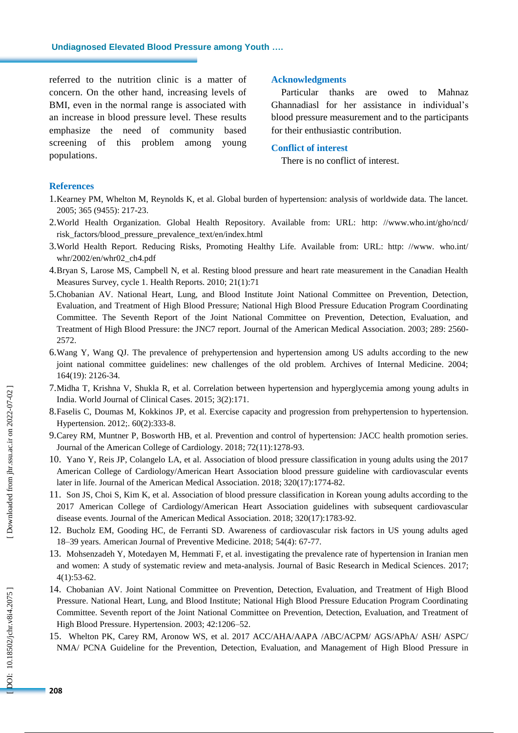referred to the nutrition clinic is a matter of concern. On the other hand, increasing levels of BMI, even in the normal range is associated with an increase in blood pressure level. These results emphasize the need of community based screening of this problem among young populations.

## Acknowledgments

Particular thanks are owed to Mahnaz Ghannadiasl for her assistance in individual's blood pressure measurement and to the participants for their enthusiastic contribution.

## Conflict of interest

There is no conflict of interest.

## References

1. Kearney PM, Whelton M, Reynolds K, et al. Global burden of hypertension: analysis of worldwide data. The lancet. 2005; 365 (9455): 217-23.
2. World Health Organization. Global Health Repository. Available from: URL: http: //www.who.int/gho/ncd/risk_factors/blood_pressure_prevalence_text/en/index.html
3. World Health Report. Reducing Risks, Promoting Healthy Life. Available from: URL: http: //www. who.int/whr/2002/en/whr02_ch4.pdf
4. Bryan S, Larose MS, Campbell N, et al. Resting blood pressure and heart rate measurement in the Canadian Health Measures Survey, cycle 1. Health Reports. 2010; 21(1):71
5. Chobanian AV. National Heart, Lung, and Blood Institute Joint National Committee on Prevention, Detection, Evaluation, and Treatment of High Blood Pressure; National High Blood Pressure Education Program Coordinating Committee. The Seventh Report of the Joint National Committee on Prevention, Detection, Evaluation, and Treatment of High Blood Pressure: the JNC7 report. Journal of the American Medical Association. 2003; 289: 2560-2572.
6. Wang Y, Wang QJ. The prevalence of prehypertension and hypertension among US adults according to the new joint national committee guidelines: new challenges of the old problem. Archives of Internal Medicine. 2004; 164(19): 2126-34.
7. Midha T, Krishna V, Shukla R, et al. Correlation between hypertension and hyperglycemia among young adults in India. World Journal of Clinical Cases. 2015; 3(2):171.
8. Faselis C, Doumas M, Kokkinos JP, et al. Exercise capacity and progression from prehypertension to hypertension. Hypertension. 2012;. 60(2):333-8.
9. Carey RM, Muntner P, Bosworth HB, et al. Prevention and control of hypertension: JACC health promotion series. Journal of the American College of Cardiology. 2018; 72(11):1278-93.
10. Yano Y, Reis JP, Colangelo LA, et al. Association of blood pressure classification in young adults using the 2017 American College of Cardiology/American Heart Association blood pressure guideline with cardiovascular events later in life. Journal of the American Medical Association. 2018; 320(17):1774-82.
11. Son JS, Choi S, Kim K, et al. Association of blood pressure classification in Korean young adults according to the 2017 American College of Cardiology/American Heart Association guidelines with subsequent cardiovascular disease events. Journal of the American Medical Association. 2018; 320(17):1783-92.
12. Bucholz EM, Gooding HC, de Ferranti SD. Awareness of cardiovascular risk factors in US young adults aged 18–39 years. American Journal of Preventive Medicine. 2018; 54(4): 67-77.
13. Mohsenzadeh Y, Motedayen M, Hemmati F, et al. investigating the prevalence rate of hypertension in Iranian men and women: A study of systematic review and meta-analysis. Journal of Basic Research in Medical Sciences. 2017; 4(1):53-62.
14. Chobanian AV. Joint National Committee on Prevention, Detection, Evaluation, and Treatment of High Blood Pressure. National Heart, Lung, and Blood Institute; National High Blood Pressure Education Program Coordinating Committee. Seventh report of the Joint National Committee on Prevention, Detection, Evaluation, and Treatment of High Blood Pressure. Hypertension. 2003; 42:1206–52.
15. Whelton PK, Carey RM, Aronow WS, et al. 2017 ACC/AHA/AAPA /ABC/ACPM/ AGS/APhA/ ASH/ ASPC/ NMA/ PCNA Guideline for the Prevention, Detection, Evaluation, and Management of High Blood Pressure in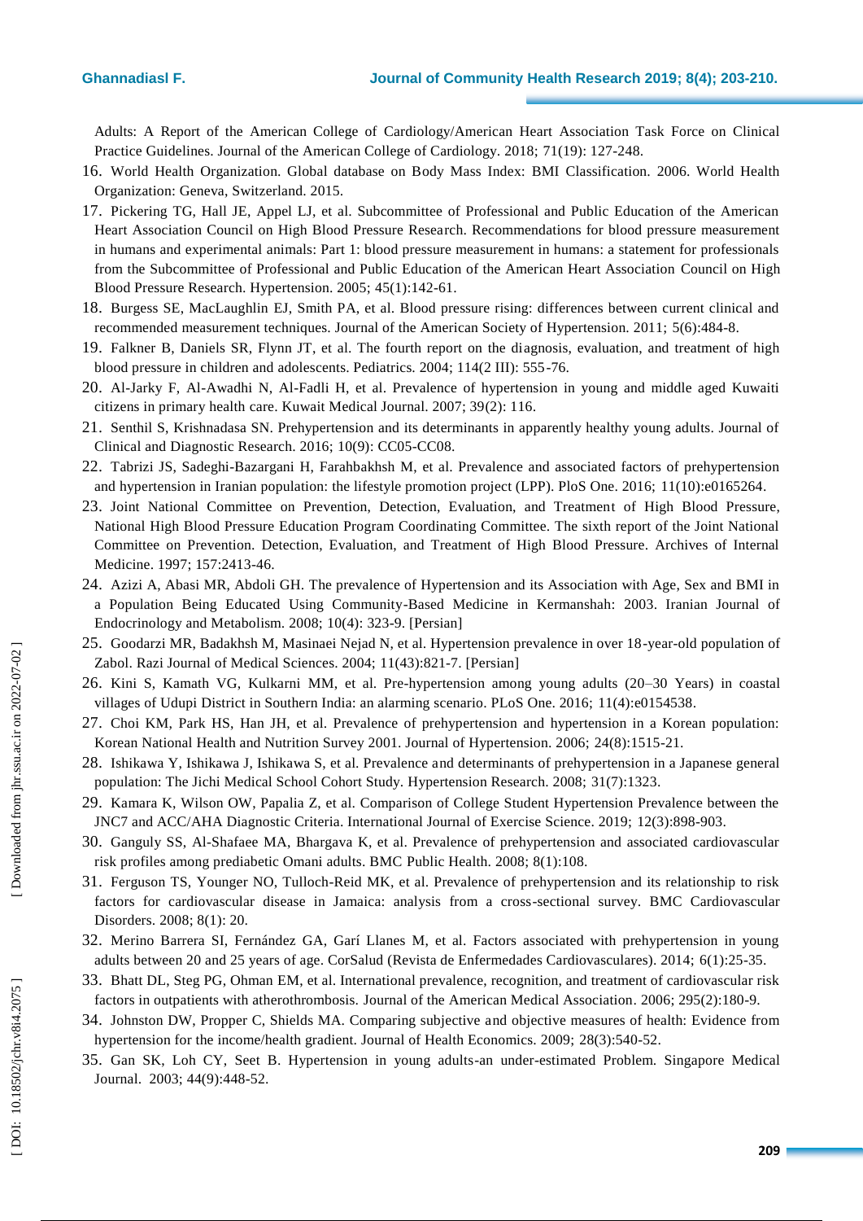Adults: A Report of the American College of Cardiology/American Heart Association Task Force on Clinical Practice Guidelines. Journal of the American College of Cardiology. 2018; 71(19): 127-248.

16. World Health Organization. Global database on Body Mass Index: BMI Classification. 2006. World Health Organization: Geneva, Switzerland. 2015.
17. Pickering TG, Hall JE, Appel LJ, et al. Subcommittee of Professional and Public Education of the American Heart Association Council on High Blood Pressure Research. Recommendations for blood pressure measurement in humans and experimental animals: Part 1: blood pressure measurement in humans: a statement for professionals from the Subcommittee of Professional and Public Education of the American Heart Association Council on High Blood Pressure Research. Hypertension. 2005; 45(1):142-61.
18. Burgess SE, MacLaughlin EJ, Smith PA, et al. Blood pressure rising: differences between current clinical and recommended measurement techniques. Journal of the American Society of Hypertension. 2011; 5(6):484-8.
19. Falkner B, Daniels SR, Flynn JT, et al. The fourth report on the diagnosis, evaluation, and treatment of high blood pressure in children and adolescents. Pediatrics. 2004; 114(2 III): 555-76.
20. Al-Jarky F, Al-Awadhi N, Al-Fadli H, et al. Prevalence of hypertension in young and middle aged Kuwaiti citizens in primary health care. Kuwait Medical Journal. 2007; 39(2): 116.
21. Senthil S, Krishnadasa SN. Prehypertension and its determinants in apparently healthy young adults. Journal of Clinical and Diagnostic Research. 2016; 10(9): CC05-CC08.
22. Tabrizi JS, Sadeghi-Bazargani H, Farahbakhsh M, et al. Prevalence and associated factors of prehypertension and hypertension in Iranian population: the lifestyle promotion project (LPP). PloS One. 2016; 11(10):e0165264.
23. Joint National Committee on Prevention, Detection, Evaluation, and Treatment of High Blood Pressure, National High Blood Pressure Education Program Coordinating Committee. The sixth report of the Joint National Committee on Prevention. Detection, Evaluation, and Treatment of High Blood Pressure. Archives of Internal Medicine. 1997; 157:2413-46.
24. Azizi A, Abasi MR, Abdoli GH. The prevalence of Hypertension and its Association with Age, Sex and BMI in a Population Being Educated Using Community-Based Medicine in Kermanshah: 2003. Iranian Journal of Endocrinology and Metabolism. 2008; 10(4): 323-9. [Persian]
25. Goodarzi MR, Badakhsh M, Masinaei Nejad N, et al. Hypertension prevalence in over 18-year-old population of Zabol. Razi Journal of Medical Sciences. 2004; 11(43):821-7. [Persian]
26. Kini S, Kamath VG, Kulkarni MM, et al. Pre-hypertension among young adults (20–30 Years) in coastal villages of Udupi District in Southern India: an alarming scenario. PLoS One. 2016; 11(4):e0154538.
27. Choi KM, Park HS, Han JH, et al. Prevalence of prehypertension and hypertension in a Korean population: Korean National Health and Nutrition Survey 2001. Journal of Hypertension. 2006; 24(8):1515-21.
28. Ishikawa Y, Ishikawa J, Ishikawa S, et al. Prevalence and determinants of prehypertension in a Japanese general population: The Jichi Medical School Cohort Study. Hypertension Research. 2008; 31(7):1323.
29. Kamara K, Wilson OW, Papalia Z, et al. Comparison of College Student Hypertension Prevalence between the JNC7 and ACC/AHA Diagnostic Criteria. International Journal of Exercise Science. 2019; 12(3):898-903.
30. Ganguly SS, Al-Shafaee MA, Bhargava K, et al. Prevalence of prehypertension and associated cardiovascular risk profiles among prediabetic Omani adults. BMC Public Health. 2008; 8(1):108.
31. Ferguson TS, Younger NO, Tulloch-Reid MK, et al. Prevalence of prehypertension and its relationship to risk factors for cardiovascular disease in Jamaica: analysis from a cross-sectional survey. BMC Cardiovascular Disorders. 2008; 8(1): 20.
32. Merino Barrera SI, Fernández GA, Garí Llanes M, et al. Factors associated with prehypertension in young adults between 20 and 25 years of age. CorSalud (Revista de Enfermedades Cardiovasculares). 2014; 6(1):25-35.
33. Bhatt DL, Steg PG, Ohman EM, et al. International prevalence, recognition, and treatment of cardiovascular risk factors in outpatients with atherothrombosis. Journal of the American Medical Association. 2006; 295(2):180-9.
34. Johnston DW, Propper C, Shields MA. Comparing subjective and objective measures of health: Evidence from hypertension for the income/health gradient. Journal of Health Economics. 2009; 28(3):540-52.
35. Gan SK, Loh CY, Seet B. Hypertension in young adults-an under-estimated Problem. Singapore Medical Journal. 2003; 44(9):448-52.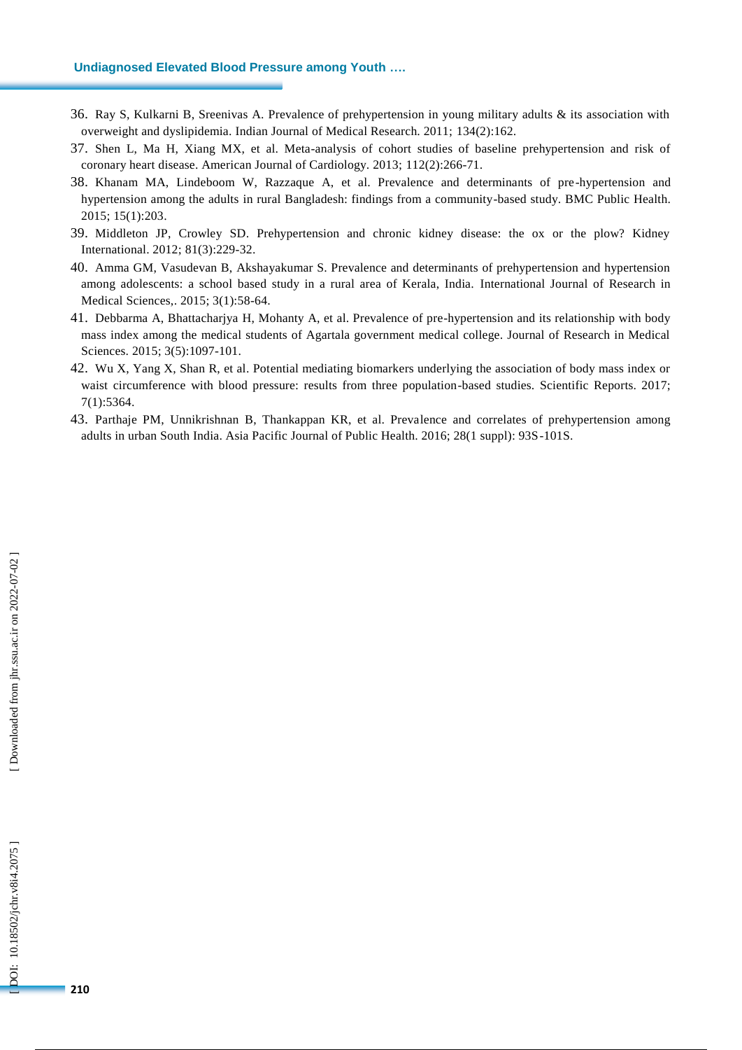36. Ray S, Kulkarni B, Sreenivas A. Prevalence of prehypertension in young military adults & its association with overweight and dyslipidemia. Indian Journal of Medical Research. 2011; 134(2):162.
37. Shen L, Ma H, Xiang MX, et al. Meta-analysis of cohort studies of baseline prehypertension and risk of coronary heart disease. American Journal of Cardiology. 2013; 112(2):266-71.
38. Khanam MA, Lindeboom W, Razzaque A, et al. Prevalence and determinants of pre-hypertension and hypertension among the adults in rural Bangladesh: findings from a community-based study. BMC Public Health. 2015; 15(1):203.
39. Middleton JP, Crowley SD. Prehypertension and chronic kidney disease: the ox or the plow? Kidney International. 2012; 81(3):229-32.
40. Amma GM, Vasudevan B, Akshayakumar S. Prevalence and determinants of prehypertension and hypertension among adolescents: a school based study in a rural area of Kerala, India. International Journal of Research in Medical Sciences,. 2015; 3(1):58-64.
41. Debbarma A, Bhattacharjya H, Mohanty A, et al. Prevalence of pre-hypertension and its relationship with body mass index among the medical students of Agartala government medical college. Journal of Research in Medical Sciences. 2015; 3(5):1097-101.
42. Wu X, Yang X, Shan R, et al. Potential mediating biomarkers underlying the association of body mass index or waist circumference with blood pressure: results from three population-based studies. Scientific Reports. 2017; 7(1):5364.
43. Parthaje PM, Unnikrishnan B, Thankappan KR, et al. Prevalence and correlates of prehypertension among adults in urban South India. Asia Pacific Journal of Public Health. 2016; 28(1 suppl): 93S-101S.